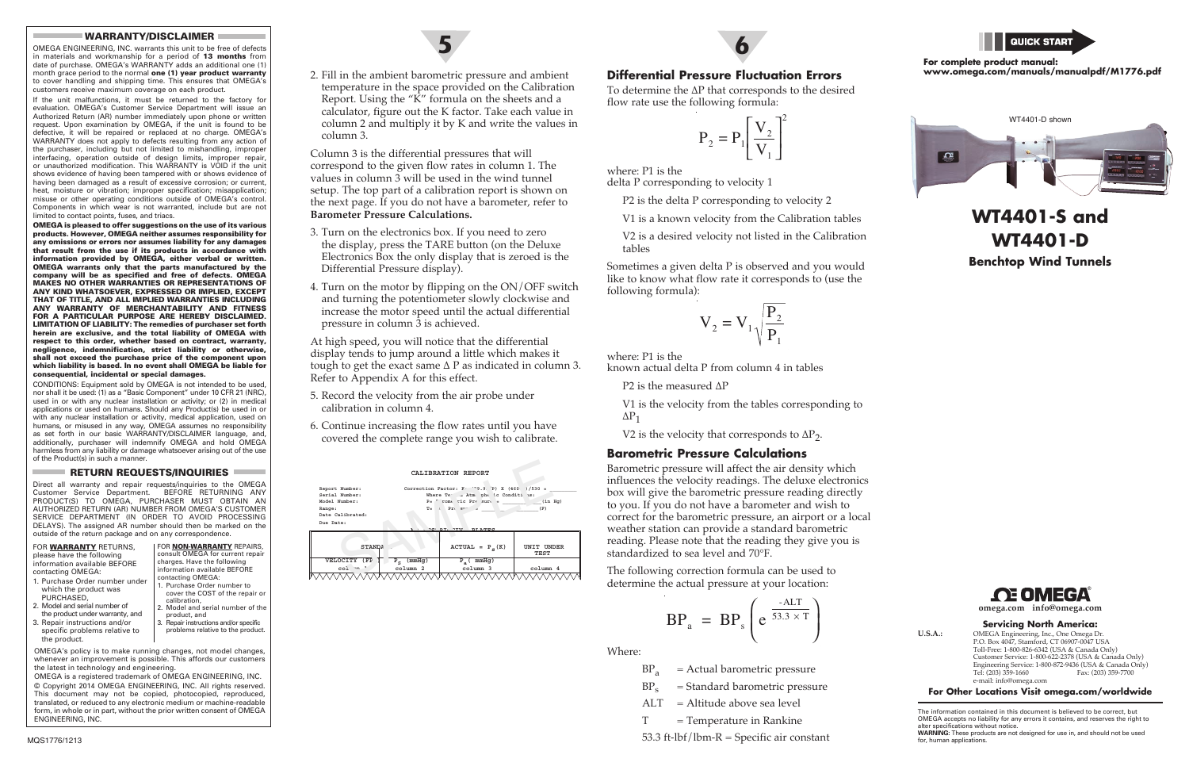## WARRANTY/DISCLAIMER

OMEGA ENGINEERING, INC. warrants this unit to be free of defects in materials and workmanship for a period of **13 months** from date of purchase. OMEGA's WARRANTY adds an additional one (1) month grace period to the normal **one (1) year product warranty** to cover handling and shipping time. This ensures that OMEGA's customers receive maximum coverage on each product.

If the unit malfunctions, it must be returned to the factory for evaluation. OMEGA's Customer Service Department will issue an Authorized Return (AR) number immediately upon phone or written request. Upon examination by OMEGA, if the unit is found to be defective, it will be repaired or replaced at no charge. OMEGA's WARRANTY does not apply to defects resulting from any action of the purchaser, including but not limited to mishandling, improper interfacing, operation outside of design limits, improper repair, or unauthorized modification. This WARRANTY is VOID if the unit shows evidence of having been tampered with or shows evidence of having been damaged as a result of excessive corrosion; or current, heat, moisture or vibration; improper specification; misapplication; misuse or other operating conditions outside of OMEGA's control. Components in which wear is not warranted, include but are not limited to contact points, fuses, and triacs.

**OMEGA is pleased to offer suggestions on the use of its various products. However, OMEGA neither assumes responsibility for any omissions or errors nor assumes liability for any damages that result from the use if its products in accordance with information provided by OMEGA, either verbal or written. OMEGA warrants only that the parts manufactured by the company will be as specified and free of defects. OMEGA MAKES NO OTHER WARRANTIES OR REPRESENTATIONS OF ANY KIND WHATSOEVER, EXPRESSED OR IMPLIED, EXCEPT THAT OF TITLE, AND ALL IMPLIED WARRANTIES INCLUDING ANY WARRANTY OF MERCHANTABILITY AND FITNESS FOR A PARTICULAR PURPOSE ARE HEREBY DISCLAIMED. LIMITATION OF LIABILITY: The remedies of purchaser set forth herein are exclusive, and the total liability of OMEGA with respect to this order, whether based on contract, warranty, negligence, indemnification, strict liability or otherwise, shall not exceed the purchase price of the component upon which liability is based. In no event shall OMEGA be liable for consequential, incidental or special damages.**

CONDITIONS: Equipment sold by OMEGA is not intended to be used, nor shall it be used: (1) as a "Basic Component" under 10 CFR 21 (NRC), used in or with any nuclear installation or activity; or (2) in medical applications or used on humans. Should any Product(s) be used in or with any nuclear installation or activity, medical application, used on humans, or misused in any way, OMEGA assumes no responsibility as set forth in our basic WARRANTY/DISCLAIMER language, and, additionally, purchaser will indemnify OMEGA and hold OMEGA harmless from any liability or damage whatsoever arising out of the use of the Product(s) in such a manner.

## RETURN REQUESTS/INQUIRIES

Direct all warranty and repair requests/inquiries to the OMEGA Customer Service Department. BEFORE RETURNING ANY PRODUCT(S) TO OMEGA, PURCHASER MUST OBTAIN AN AUTHORIZED RETURN (AR) NUMBER FROM OMEGA'S CUSTOMER SERVICE DEPARTMENT (IN ORDER TO AVOID PROCESSING DELAYS). The assigned AR number should then be marked on the outside of the return package and on any correspondence.

FOR **WARRANTY** RETURNS, please have the following information available BEFORE contacting OMEGA:

1. Purchase Order number under which the product was PURCHASED,
2. Model and serial number of the product under warranty, and
3. Repair instructions and/or specific problems relative to the product.

FOR **NON-WARRANTY** REPAIRS, consult OMEGA for current repair charges. Have the following information available BEFORE contacting OMEGA:

1. Purchase Order number to cover the COST of the repair or calibration,
2. Model and serial number of the product, and
3. Repair instructions and/or specific problems relative to the product.

OMEGA's policy is to make running changes, not model changes, whenever an improvement is possible. This affords our customers the latest in technology and engineering.

OMEGA is a registered trademark of OMEGA ENGINEERING, INC.

© Copyright 2014 OMEGA ENGINEERING, INC. All rights reserved. This document may not be copied, photocopied, reproduced, translated, or reduced to any electronic medium or machine-readable form, in whole or in part, without the prior written consent of OMEGA ENGINEERING, INC.

MQS1776/1213

## 5

2. Fill in the ambient barometric pressure and ambient temperature in the space provided on the Calibration Report. Using the "K" formula on the sheets and a calculator, figure out the K factor. Take each value in column 2 and multiply it by K and write the values in column 3.

Column 3 is the differential pressures that will correspond to the given flow rates in column 1. The values in column 3 will be used in the wind tunnel setup. The top part of a calibration report is shown on the next page. If you do not have a barometer, refer to **Barometer Pressure Calculations.**

3. Turn on the electronics box. If you need to zero the display, press the TARE button (on the Deluxe Electronics Box the only display that is zeroed is the Differential Pressure display).
4. Turn on the motor by flipping on the ON/OFF switch and turning the potentiometer slowly clockwise and increase the motor speed until the actual differential pressure in column 3 is achieved.

At high speed, you will notice that the differential display tends to jump around a little which makes it tough to get the exact same Δ P as indicated in column 3. Refer to Appendix A for this effect.

5. Record the velocity from the air probe under calibration in column 4.
6. Continue increasing the flow rates until you have covered the complete range you wish to calibrate.

CALIBRATION REPORT

Report Number:
Serial Number:
Model Number:
Range:
Date Calibrated:
Due Date:

Correction Factor: K = (29.9/P) X (460+T)/530 = ______
Where T = Atmospheric Conditions:
P = Atmospheric Pressure ______ (in Hg)
T = Temperature ______ (F)

SAMPLE

| STANDARD | | ACTUAL = $P_s$(K) | UNIT UNDER TEST |
|---|---|---|---|
| VELOCITY (FPM) | $P_s$ (mmHg) | $P_a$ ( mmHg) | |
| column 1 | column 2 | column 3 | column 4 |

## 6

### Differential Pressure Fluctuation Errors

To determine the ΔP that corresponds to the desired flow rate use the following formula:

$$P_2 = P_1\left[\frac{V_2}{V_1}\right]^2$$

where: P1 is the delta P corresponding to velocity 1

P2 is the delta P corresponding to velocity 2

V1 is a known velocity from the Calibration tables

V2 is a desired velocity not listed in the Calibration tables

Sometimes a given delta P is observed and you would like to know what flow rate it corresponds to (use the following formula):

$$V_2 = V_1\sqrt{\frac{P_2}{P_1}}$$

where: P1 is the known actual delta P from column 4 in tables

P2 is the measured ΔP

V1 is the velocity from the tables corresponding to $\Delta P_1$

V2 is the velocity that corresponds to $\Delta P_2$.

### Barometric Pressure Calculations

Barometric pressure will affect the air density which influences the velocity readings. The deluxe electronics box will give the barometric pressure reading directly to you. If you do not have a barometer and wish to correct for the barometric pressure, an airport or a local weather station can provide a standard barometric reading. Please note that the reading they give you is standardized to sea level and 70°F.

The following correction formula can be used to determine the actual pressure at your location:

$$BP_a = BP_s\left(e^{\frac{-ALT}{53.3 \times T}}\right)$$

Where:

$BP_a$ = Actual barometric pressure

$BP_s$ = Standard barometric pressure

ALT = Altitude above sea level

T = Temperature in Rankine

53.3 ft-lbf/lbm-R = Specific air constant

QUICK START

**For complete product manual: www.omega.com/manuals/manualpdf/M1776.pdf**

WT4401-D shown

# WT4401-S and WT4401-D

### Benchtop Wind Tunnels

OMEGA®

omega.com info@omega.com

**Servicing North America:**

**U.S.A.:** OMEGA Engineering, Inc., One Omega Dr.
P.O. Box 4047, Stamford, CT 06907-0047 USA
Toll-Free: 1-800-826-6342 (USA & Canada Only)
Customer Service: 1-800-622-2378 (USA & Canada Only)
Engineering Service: 1-800-872-9436 (USA & Canada Only)
Tel: (203) 359-1660 Fax: (203) 359-7700
e-mail: info@omega.com

**For Other Locations Visit omega.com/worldwide**

The information contained in this document is believed to be correct, but OMEGA accepts no liability for any errors it contains, and reserves the right to alter specifications without notice.
**WARNING:** These products are not designed for use in, and should not be used for, human applications.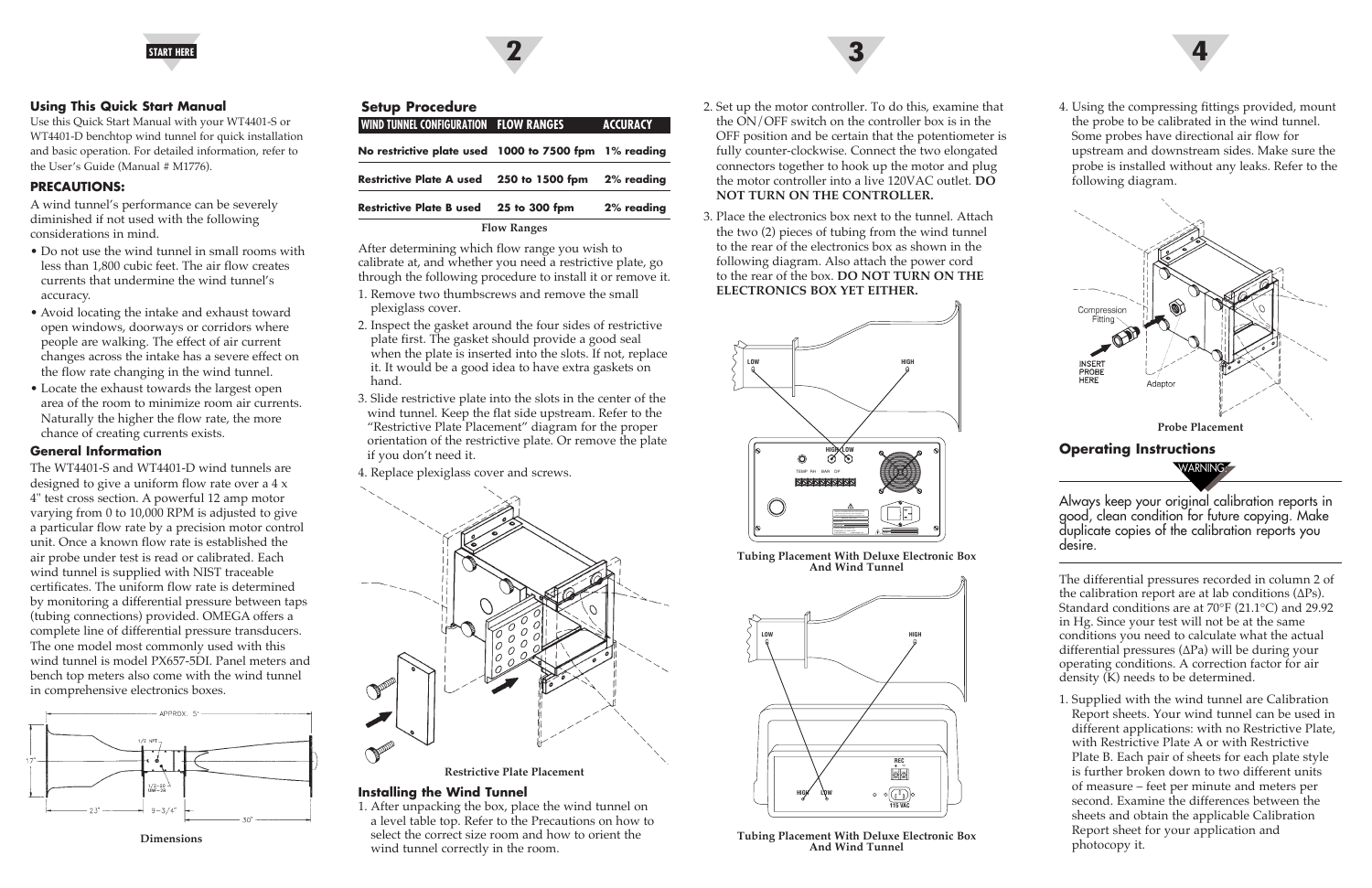START HERE

### Using This Quick Start Manual

Use this Quick Start Manual with your WT4401-S or WT4401-D benchtop wind tunnel for quick installation and basic operation. For detailed information, refer to the User's Guide (Manual # M1776).

### PRECAUTIONS:

A wind tunnel's performance can be severely diminished if not used with the following considerations in mind.

- Do not use the wind tunnel in small rooms with less than 1,800 cubic feet. The air flow creates currents that undermine the wind tunnel's accuracy.
- Avoid locating the intake and exhaust toward open windows, doorways or corridors where people are walking. The effect of air current changes across the intake has a severe effect on the flow rate changing in the wind tunnel.
- Locate the exhaust towards the largest open area of the room to minimize room air currents. Naturally the higher the flow rate, the more chance of creating currents exists.

### General Information

The WT4401-S and WT4401-D wind tunnels are designed to give a uniform flow rate over a 4 x 4" test cross section. A powerful 12 amp motor varying from 0 to 10,000 RPM is adjusted to give a particular flow rate by a precision motor control unit. Once a known flow rate is established the air probe under test is read or calibrated. Each wind tunnel is supplied with NIST traceable certificates. The uniform flow rate is determined by monitoring a differential pressure between taps (tubing connections) provided. OMEGA offers a complete line of differential pressure transducers. The one model most commonly used with this wind tunnel is model PX657-5DI. Panel meters and bench top meters also come with the wind tunnel in comprehensive electronics boxes.

APPROX. 5'

1/2 NPT

17"

1/2-20 UNF-2B

23"

9-3/4"

30"

**Dimensions**

### Setup Procedure

| WIND TUNNEL CONFIGURATION | FLOW RANGES | ACCURACY |
|---|---|---|
| No restrictive plate used | 1000 to 7500 fpm | 1% reading |
| Restrictive Plate A used | 250 to 1500 fpm | 2% reading |
| Restrictive Plate B used | 25 to 300 fpm | 2% reading |

**Flow Ranges**

After determining which flow range you wish to calibrate at, and whether you need a restrictive plate, go through the following procedure to install it or remove it.

1. Remove two thumbscrews and remove the small plexiglass cover.
2. Inspect the gasket around the four sides of restrictive plate first. The gasket should provide a good seal when the plate is inserted into the slots. If not, replace it. It would be a good idea to have extra gaskets on hand.
3. Slide restrictive plate into the slots in the center of the wind tunnel. Keep the flat side upstream. Refer to the "Restrictive Plate Placement" diagram for the proper orientation of the restrictive plate. Or remove the plate if you don't need it.
4. Replace plexiglass cover and screws.

**Restrictive Plate Placement**

### Installing the Wind Tunnel

1. After unpacking the box, place the wind tunnel on a level table top. Refer to the Precautions on how to select the correct size room and how to orient the wind tunnel correctly in the room.
2. Set up the motor controller. To do this, examine that the ON/OFF switch on the controller box is in the OFF position and be certain that the potentiometer is fully counter-clockwise. Connect the two elongated connectors together to hook up the motor and plug the motor controller into a live 120VAC outlet. **DO NOT TURN ON THE CONTROLLER.**
3. Place the electronics box next to the tunnel. Attach the two (2) pieces of tubing from the wind tunnel to the rear of the electronics box as shown in the following diagram. Also attach the power cord to the rear of the box. **DO NOT TURN ON THE ELECTRONICS BOX YET EITHER.**

LOW

HIGH

HIGH LOW

TEMP RH BAR DP

**Tubing Placement With Deluxe Electronic Box And Wind Tunnel**

LOW

HIGH

REC

HIGH LOW

115 VAC

**Tubing Placement With Deluxe Electronic Box And Wind Tunnel**

4. Using the compressing fittings provided, mount the probe to be calibrated in the wind tunnel. Some probes have directional air flow for upstream and downstream sides. Make sure the probe is installed without any leaks. Refer to the following diagram.

Compression Fitting

INSERT PROBE HERE

Adaptor

**Probe Placement**

### Operating Instructions

WARNING

Always keep your original calibration reports in good, clean condition for future copying. Make duplicate copies of the calibration reports you desire.

The differential pressures recorded in column 2 of the calibration report are at lab conditions (ΔPs). Standard conditions are at 70°F (21.1°C) and 29.92 in Hg. Since your test will not be at the same conditions you need to calculate what the actual differential pressures (ΔPa) will be during your operating conditions. A correction factor for air density (K) needs to be determined.

1. Supplied with the wind tunnel are Calibration Report sheets. Your wind tunnel can be used in different applications: with no Restrictive Plate, with Restrictive Plate A or with Restrictive Plate B. Each pair of sheets for each plate style is further broken down to two different units of measure – feet per minute and meters per second. Examine the differences between the sheets and obtain the applicable Calibration Report sheet for your application and photocopy it.